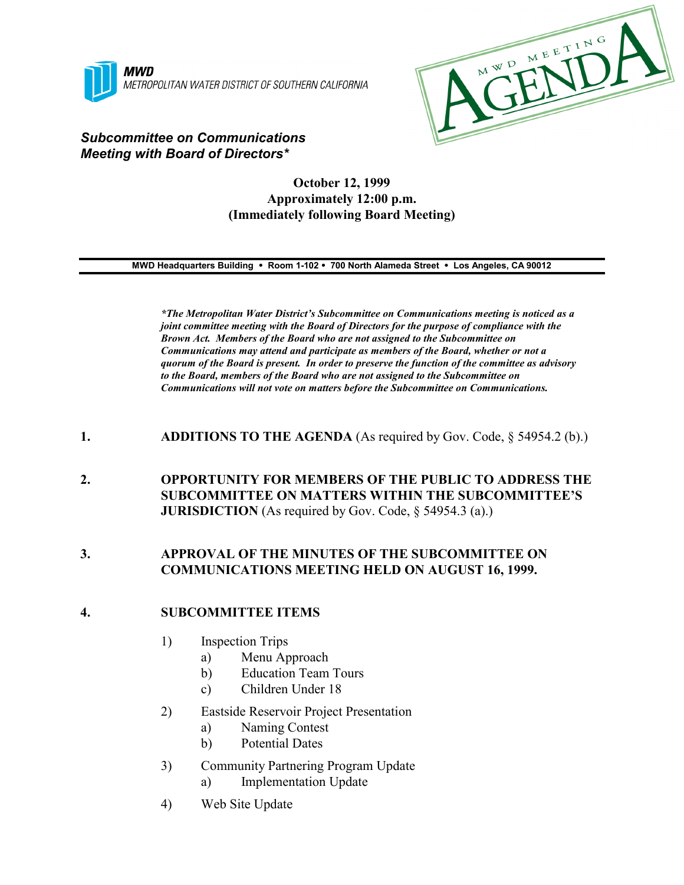**MWD**
METROPOLITAN WATER DISTRICT OF SOUTHERN CALIFORNIA

MWD MEETING AGENDA

***Subcommittee on Communications***
***Meeting with Board of Directors****

**October 12, 1999**
**Approximately 12:00 p.m.**
**(Immediately following Board Meeting)**

---

**MWD Headquarters Building • Room 1-102 • 700 North Alameda Street • Los Angeles, CA 90012**

---

***\*The Metropolitan Water District's Subcommittee on Communications meeting is noticed as a joint committee meeting with the Board of Directors for the purpose of compliance with the Brown Act. Members of the Board who are not assigned to the Subcommittee on Communications may attend and participate as members of the Board, whether or not a quorum of the Board is present. In order to preserve the function of the committee as advisory to the Board, members of the Board who are not assigned to the Subcommittee on Communications will not vote on matters before the Subcommittee on Communications.***

**1. ADDITIONS TO THE AGENDA** (As required by Gov. Code, § 54954.2 (b).)

**2. OPPORTUNITY FOR MEMBERS OF THE PUBLIC TO ADDRESS THE SUBCOMMITTEE ON MATTERS WITHIN THE SUBCOMMITTEE'S JURISDICTION** (As required by Gov. Code, § 54954.3 (a).)

**3. APPROVAL OF THE MINUTES OF THE SUBCOMMITTEE ON COMMUNICATIONS MEETING HELD ON AUGUST 16, 1999.**

**4. SUBCOMMITTEE ITEMS**

1) Inspection Trips
   a) Menu Approach
   b) Education Team Tours
   c) Children Under 18

2) Eastside Reservoir Project Presentation
   a) Naming Contest
   b) Potential Dates

3) Community Partnering Program Update
   a) Implementation Update

4) Web Site Update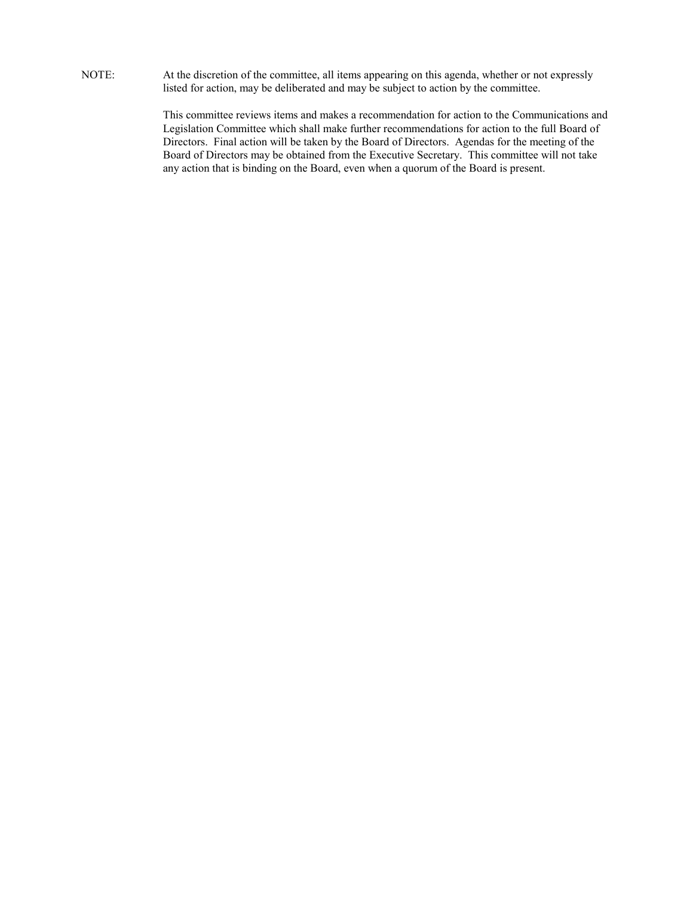NOTE: At the discretion of the committee, all items appearing on this agenda, whether or not expressly listed for action, may be deliberated and may be subject to action by the committee.

This committee reviews items and makes a recommendation for action to the Communications and Legislation Committee which shall make further recommendations for action to the full Board of Directors. Final action will be taken by the Board of Directors. Agendas for the meeting of the Board of Directors may be obtained from the Executive Secretary. This committee will not take any action that is binding on the Board, even when a quorum of the Board is present.